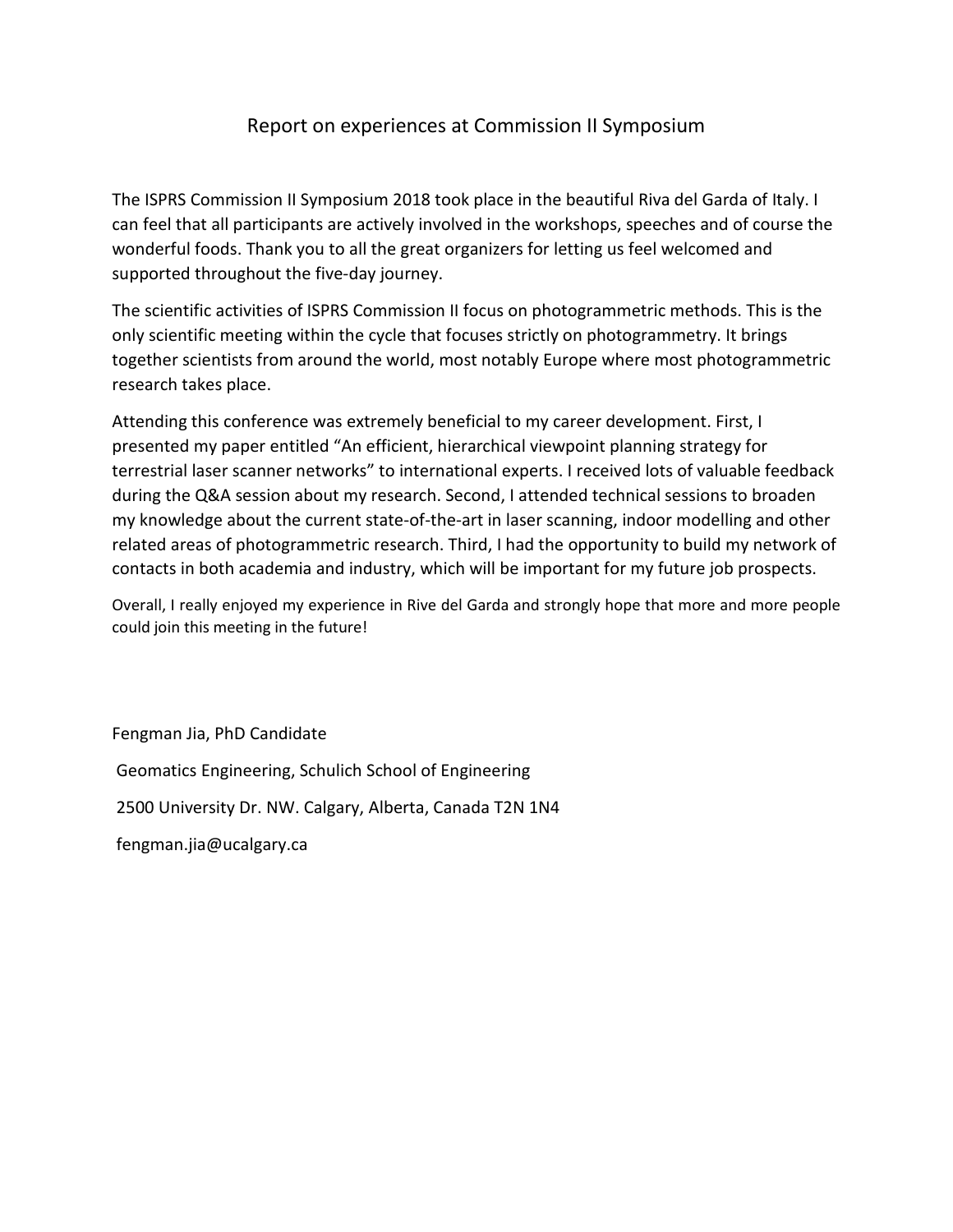# Report on experiences at Commission II Symposium

The ISPRS Commission II Symposium 2018 took place in the beautiful Riva del Garda of Italy. I can feel that all participants are actively involved in the workshops, speeches and of course the wonderful foods. Thank you to all the great organizers for letting us feel welcomed and supported throughout the five-day journey.

The scientific activities of ISPRS Commission II focus on photogrammetric methods. This is the only scientific meeting within the cycle that focuses strictly on photogrammetry. It brings together scientists from around the world, most notably Europe where most photogrammetric research takes place.

Attending this conference was extremely beneficial to my career development. First, I presented my paper entitled "An efficient, hierarchical viewpoint planning strategy for terrestrial laser scanner networks" to international experts. I received lots of valuable feedback during the Q&A session about my research. Second, I attended technical sessions to broaden my knowledge about the current state-of-the-art in laser scanning, indoor modelling and other related areas of photogrammetric research. Third, I had the opportunity to build my network of contacts in both academia and industry, which will be important for my future job prospects.

Overall, I really enjoyed my experience in Rive del Garda and strongly hope that more and more people could join this meeting in the future!

Fengman Jia, PhD Candidate

Geomatics Engineering, Schulich School of Engineering

2500 University Dr. NW. Calgary, Alberta, Canada T2N 1N4

fengman.jia@ucalgary.ca